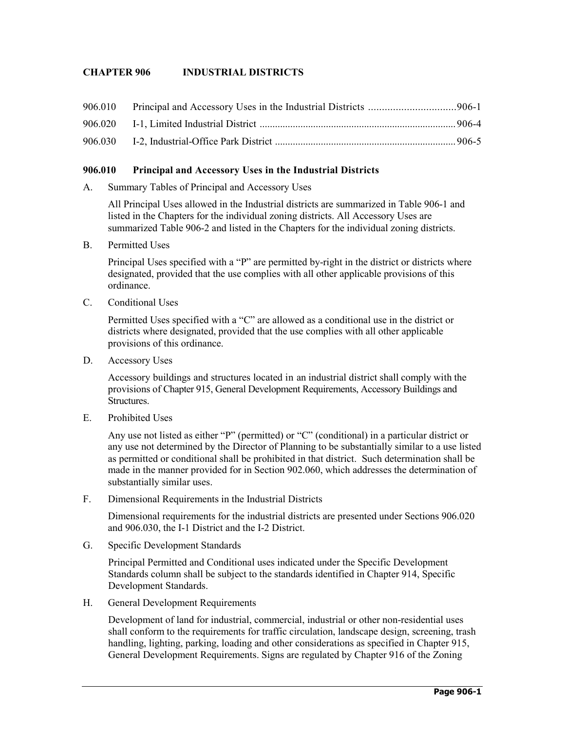# CHAPTER 906 INDUSTRIAL DISTRICTS

| | | |
|---|---|---|
| 906.010 | Principal and Accessory Uses in the Industrial Districts | 906-1 |
| 906.020 | I-1, Limited Industrial District | 906-4 |
| 906.030 | I-2, Industrial-Office Park District | 906-5 |

## 906.010 Principal and Accessory Uses in the Industrial Districts

A. Summary Tables of Principal and Accessory Uses

All Principal Uses allowed in the Industrial districts are summarized in Table 906-1 and listed in the Chapters for the individual zoning districts. All Accessory Uses are summarized Table 906-2 and listed in the Chapters for the individual zoning districts.

B. Permitted Uses

Principal Uses specified with a "P" are permitted by-right in the district or districts where designated, provided that the use complies with all other applicable provisions of this ordinance.

C. Conditional Uses

Permitted Uses specified with a "C" are allowed as a conditional use in the district or districts where designated, provided that the use complies with all other applicable provisions of this ordinance.

D. Accessory Uses

Accessory buildings and structures located in an industrial district shall comply with the provisions of Chapter 915, General Development Requirements, Accessory Buildings and Structures.

E. Prohibited Uses

Any use not listed as either "P" (permitted) or "C" (conditional) in a particular district or any use not determined by the Director of Planning to be substantially similar to a use listed as permitted or conditional shall be prohibited in that district. Such determination shall be made in the manner provided for in Section 902.060, which addresses the determination of substantially similar uses.

F. Dimensional Requirements in the Industrial Districts

Dimensional requirements for the industrial districts are presented under Sections 906.020 and 906.030, the I-1 District and the I-2 District.

G. Specific Development Standards

Principal Permitted and Conditional uses indicated under the Specific Development Standards column shall be subject to the standards identified in Chapter 914, Specific Development Standards.

H. General Development Requirements

Development of land for industrial, commercial, industrial or other non-residential uses shall conform to the requirements for traffic circulation, landscape design, screening, trash handling, lighting, parking, loading and other considerations as specified in Chapter 915, General Development Requirements. Signs are regulated by Chapter 916 of the Zoning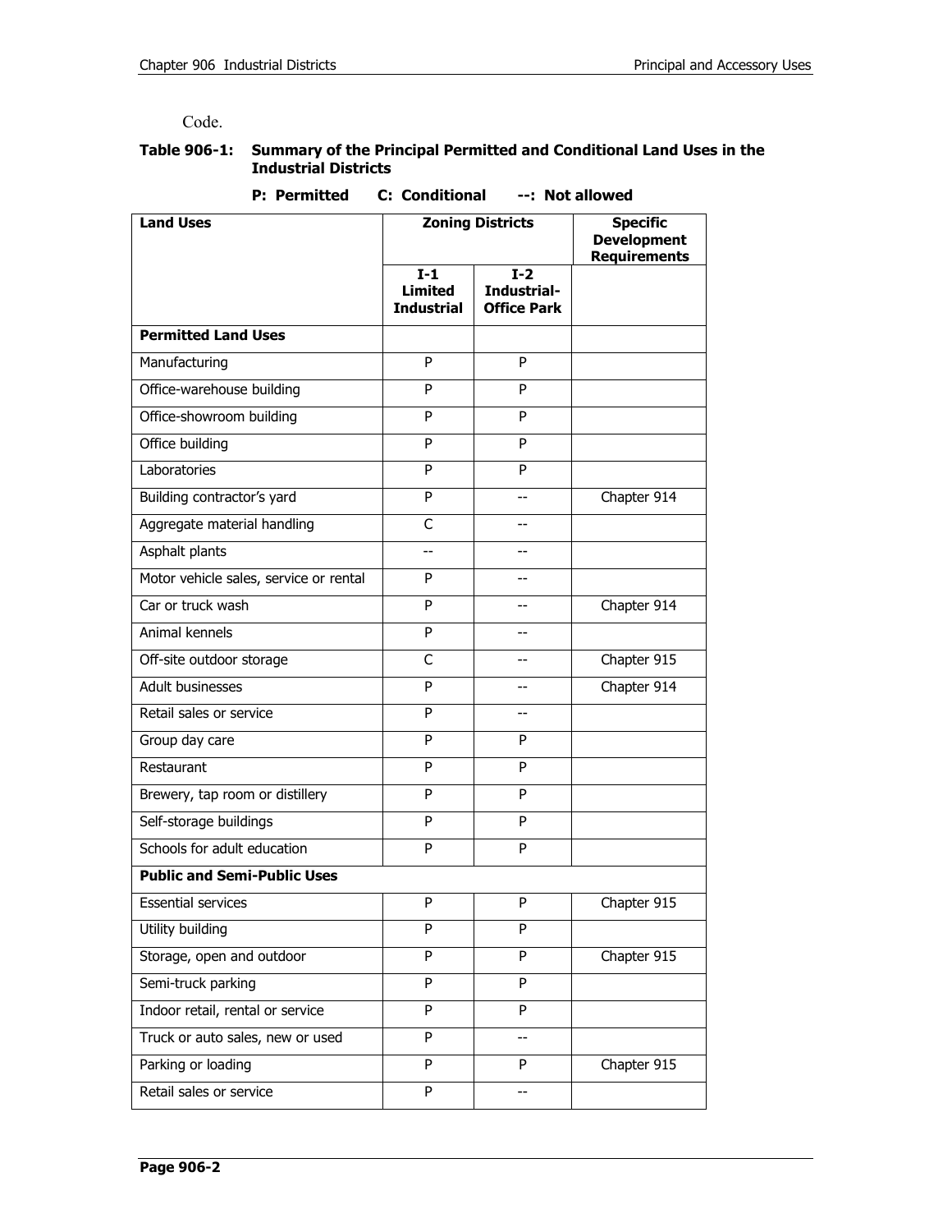Code.

**Table 906-1: Summary of the Principal Permitted and Conditional Land Uses in the Industrial Districts**

**P: Permitted C: Conditional --: Not allowed**

| Land Uses | Zoning Districts | | Specific Development Requirements |
|---|---|---|---|
| | I-1 Limited Industrial | I-2 Industrial-Office Park | |
| **Permitted Land Uses** | | | |
| Manufacturing | P | P | |
| Office-warehouse building | P | P | |
| Office-showroom building | P | P | |
| Office building | P | P | |
| Laboratories | P | P | |
| Building contractor's yard | P | -- | Chapter 914 |
| Aggregate material handling | C | -- | |
| Asphalt plants | -- | -- | |
| Motor vehicle sales, service or rental | P | -- | |
| Car or truck wash | P | -- | Chapter 914 |
| Animal kennels | P | -- | |
| Off-site outdoor storage | C | -- | Chapter 915 |
| Adult businesses | P | -- | Chapter 914 |
| Retail sales or service | P | -- | |
| Group day care | P | P | |
| Restaurant | P | P | |
| Brewery, tap room or distillery | P | P | |
| Self-storage buildings | P | P | |
| Schools for adult education | P | P | |
| **Public and Semi-Public Uses** | | | |
| Essential services | P | P | Chapter 915 |
| Utility building | P | P | |
| Storage, open and outdoor | P | P | Chapter 915 |
| Semi-truck parking | P | P | |
| Indoor retail, rental or service | P | P | |
| Truck or auto sales, new or used | P | -- | |
| Parking or loading | P | P | Chapter 915 |
| Retail sales or service | P | -- | |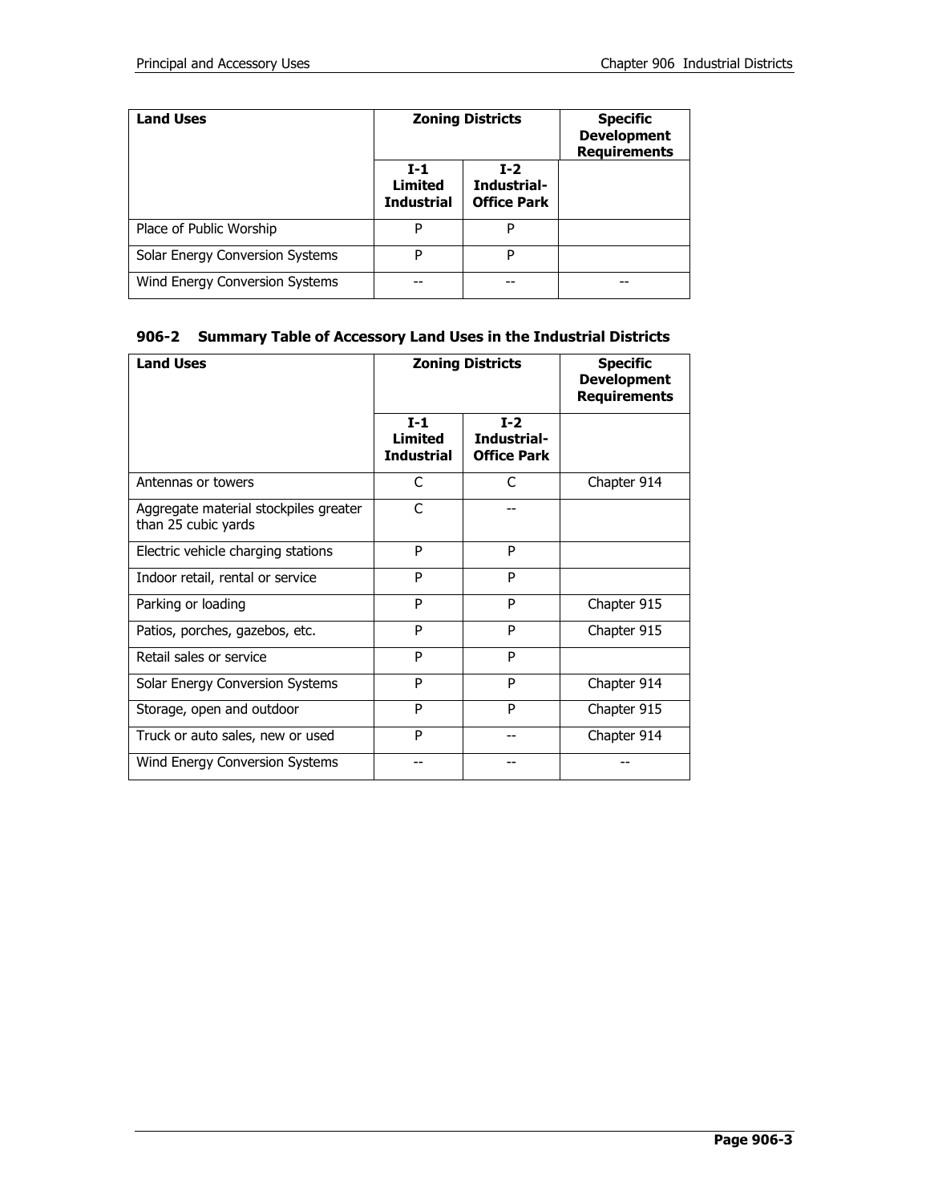| Land Uses | Zoning Districts | | Specific Development Requirements |
|---|---|---|---|
| | I-1 Limited Industrial | I-2 Industrial-Office Park | |
| Place of Public Worship | P | P | |
| Solar Energy Conversion Systems | P | P | |
| Wind Energy Conversion Systems | -- | -- | -- |

### 906-2 Summary Table of Accessory Land Uses in the Industrial Districts

| Land Uses | Zoning Districts | | Specific Development Requirements |
|---|---|---|---|
| | I-1 Limited Industrial | I-2 Industrial-Office Park | |
| Antennas or towers | C | C | Chapter 914 |
| Aggregate material stockpiles greater than 25 cubic yards | C | -- | |
| Electric vehicle charging stations | P | P | |
| Indoor retail, rental or service | P | P | |
| Parking or loading | P | P | Chapter 915 |
| Patios, porches, gazebos, etc. | P | P | Chapter 915 |
| Retail sales or service | P | P | |
| Solar Energy Conversion Systems | P | P | Chapter 914 |
| Storage, open and outdoor | P | P | Chapter 915 |
| Truck or auto sales, new or used | P | -- | Chapter 914 |
| Wind Energy Conversion Systems | -- | -- | -- |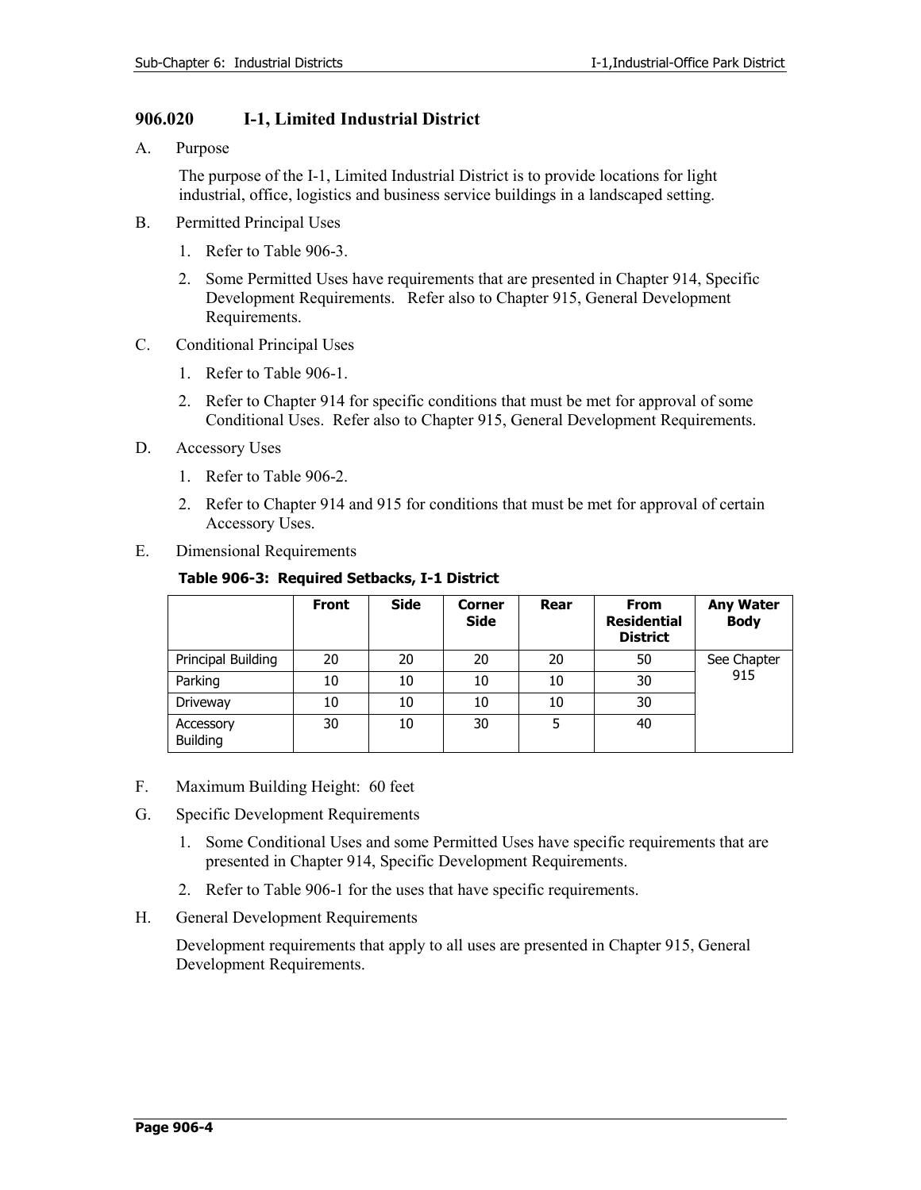## 906.020 I-1, Limited Industrial District

A. Purpose

The purpose of the I-1, Limited Industrial District is to provide locations for light industrial, office, logistics and business service buildings in a landscaped setting.

B. Permitted Principal Uses

1. Refer to Table 906-3.
2. Some Permitted Uses have requirements that are presented in Chapter 914, Specific Development Requirements. Refer also to Chapter 915, General Development Requirements.

C. Conditional Principal Uses

1. Refer to Table 906-1.
2. Refer to Chapter 914 for specific conditions that must be met for approval of some Conditional Uses. Refer also to Chapter 915, General Development Requirements.

D. Accessory Uses

1. Refer to Table 906-2.
2. Refer to Chapter 914 and 915 for conditions that must be met for approval of certain Accessory Uses.

E. Dimensional Requirements

**Table 906-3: Required Setbacks, I-1 District**

| | Front | Side | Corner Side | Rear | From Residential District | Any Water Body |
|---|---|---|---|---|---|---|
| Principal Building | 20 | 20 | 20 | 20 | 50 | See Chapter 915 |
| Parking | 10 | 10 | 10 | 10 | 30 | |
| Driveway | 10 | 10 | 10 | 10 | 30 | |
| Accessory Building | 30 | 10 | 30 | 5 | 40 | |

F. Maximum Building Height: 60 feet

G. Specific Development Requirements

1. Some Conditional Uses and some Permitted Uses have specific requirements that are presented in Chapter 914, Specific Development Requirements.
2. Refer to Table 906-1 for the uses that have specific requirements.

H. General Development Requirements

Development requirements that apply to all uses are presented in Chapter 915, General Development Requirements.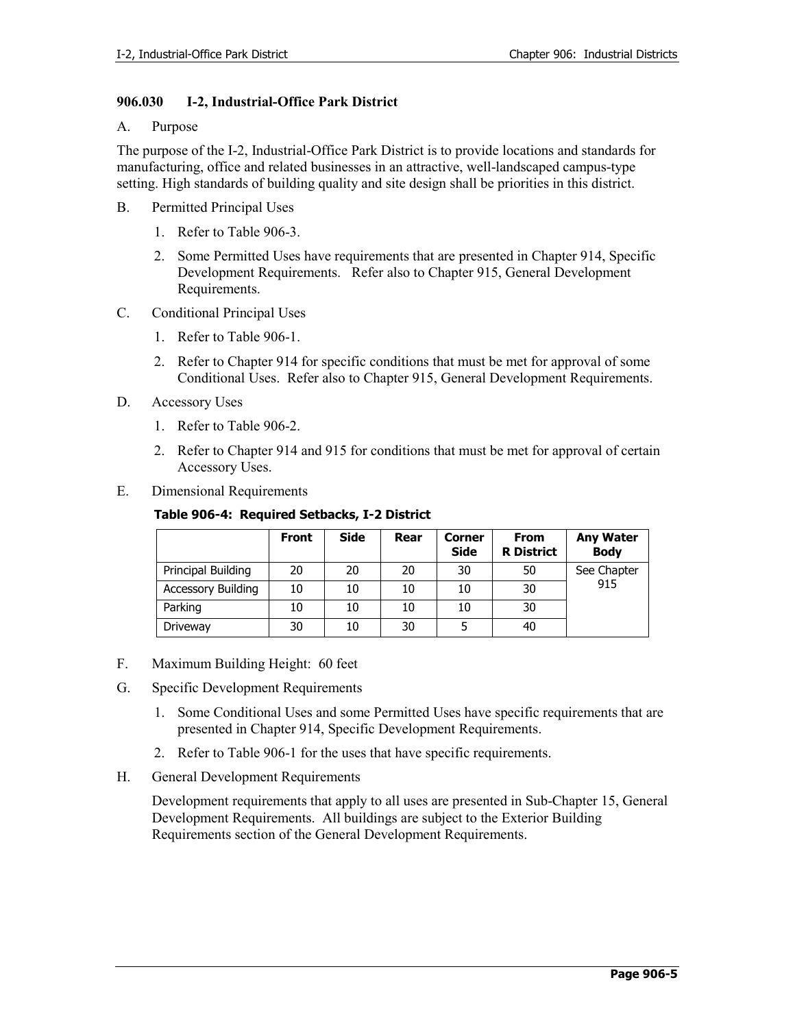### 906.030 I-2, Industrial-Office Park District

A. Purpose

The purpose of the I-2, Industrial-Office Park District is to provide locations and standards for manufacturing, office and related businesses in an attractive, well-landscaped campus-type setting. High standards of building quality and site design shall be priorities in this district.

B. Permitted Principal Uses

1. Refer to Table 906-3.
2. Some Permitted Uses have requirements that are presented in Chapter 914, Specific Development Requirements. Refer also to Chapter 915, General Development Requirements.

C. Conditional Principal Uses

1. Refer to Table 906-1.
2. Refer to Chapter 914 for specific conditions that must be met for approval of some Conditional Uses. Refer also to Chapter 915, General Development Requirements.

D. Accessory Uses

1. Refer to Table 906-2.
2. Refer to Chapter 914 and 915 for conditions that must be met for approval of certain Accessory Uses.

E. Dimensional Requirements

**Table 906-4: Required Setbacks, I-2 District**

| | Front | Side | Rear | Corner Side | From R District | Any Water Body |
|---|---|---|---|---|---|---|
| Principal Building | 20 | 20 | 20 | 30 | 50 | See Chapter 915 |
| Accessory Building | 10 | 10 | 10 | 10 | 30 | |
| Parking | 10 | 10 | 10 | 10 | 30 | |
| Driveway | 30 | 10 | 30 | 5 | 40 | |

F. Maximum Building Height: 60 feet

G. Specific Development Requirements

1. Some Conditional Uses and some Permitted Uses have specific requirements that are presented in Chapter 914, Specific Development Requirements.
2. Refer to Table 906-1 for the uses that have specific requirements.

H. General Development Requirements

Development requirements that apply to all uses are presented in Sub-Chapter 15, General Development Requirements. All buildings are subject to the Exterior Building Requirements section of the General Development Requirements.